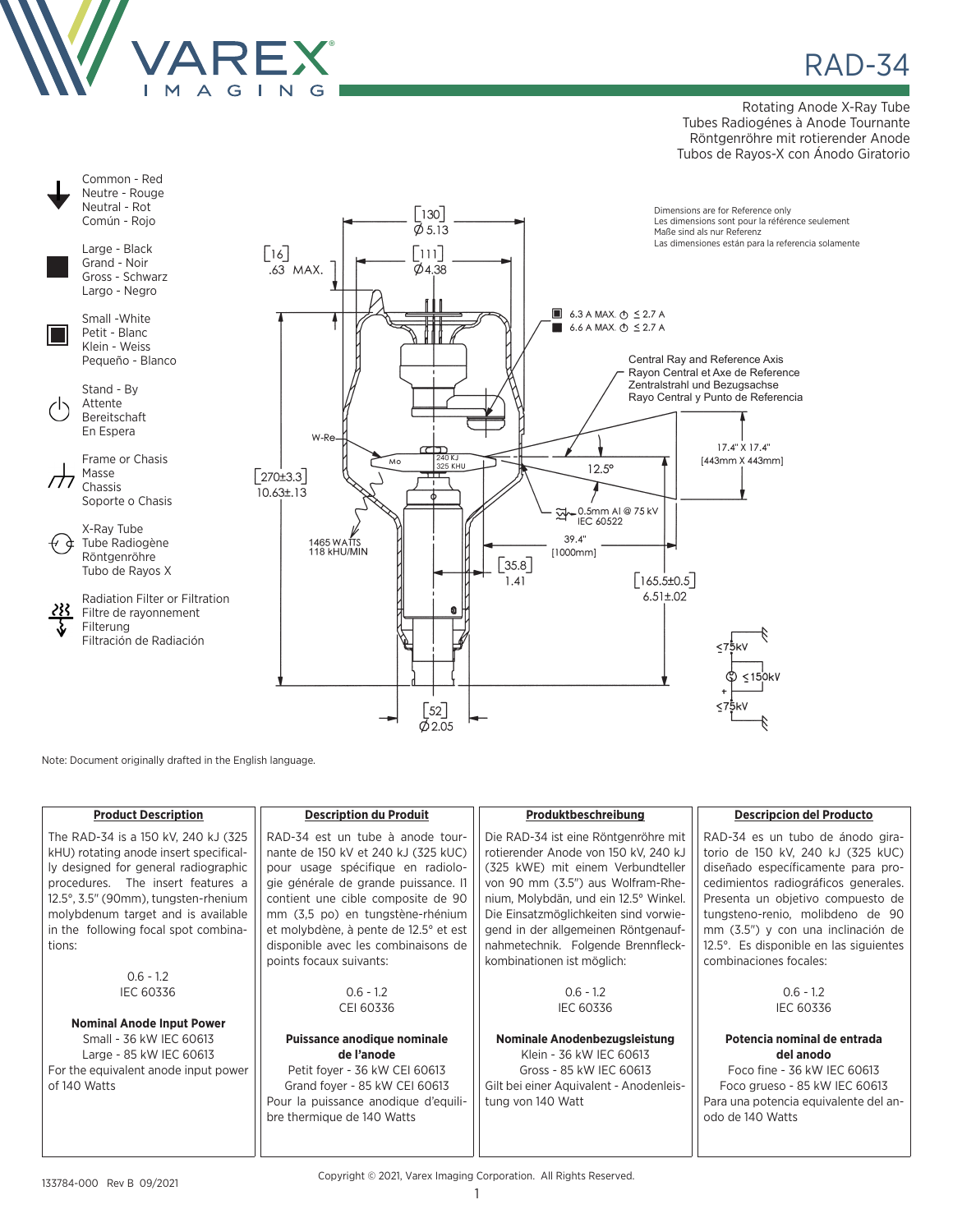# RAD-34

Rotating Anode X-Ray Tube
Tubes Radiogénes à Anode Tournante
Röntgenröhre mit rotierender Anode
Tubos de Rayos-X con Ánodo Giratorio

Common - Red
Neutre - Rouge
Neutral - Rot
Común - Rojo

Large - Black
Grand - Noir
Gross - Schwarz
Largo - Negro

Small -White
Petit - Blanc
Klein - Weiss
Pequeño - Blanco

Stand - By
Attente
Bereitschaft
En Espera

Frame or Chasis
Masse
Chassis
Soporte o Chasis

X-Ray Tube
Tube Radiogène
Röntgenröhre
Tubo de Rayos X

Radiation Filter or Filtration
Filtre de rayonnement
Filterung
Filtración de Radiación

Dimensions are for Reference only
Les dimensions sont pour la référence seulement
Maße sind als nur Referenz
Las dimensiones están para la referencia solamente

[130] Ø 5.13
[111] Ø4.38
[16] .63 MAX.
6.3 A MAX. ≤ 2.7 A
6.6 A MAX. ≤ 2.7 A

Central Ray and Reference Axis
Rayon Central et Axe de Reference
Zentralstrahl und Bezugsachse
Rayo Central y Punto de Referencia

W-Re
Mo
240 KJ
325 KHU
12.5°
17.4" X 17.4" [443mm X 443mm]
[270±3.3] 10.63±.13
0.5mm Al @ 75 kV IEC 60522
39.4" [1000mm]
1465 WATTS 118 kHU/MIN
[35.8] 1.41
[165.5±0.5] 6.51±.02
≤75kV
≤150kV
≤75kV
[52] Ø2.05

Note: Document originally drafted in the English language.

| Product Description | Description du Produit | Produktbeschreibung | Descripcion del Producto |
|---|---|---|---|
| The RAD-34 is a 150 kV, 240 kJ (325 kHU) rotating anode insert specifically designed for general radiographic procedures. The insert features a 12.5°, 3.5" (90mm), tungsten-rhenium molybdenum target and is available in the following focal spot combinations:<br><br>0.6 - 1.2<br>IEC 60336<br><br>**Nominal Anode Input Power**<br>Small - 36 kW IEC 60613<br>Large - 85 kW IEC 60613<br>For the equivalent anode input power of 140 Watts | RAD-34 est un tube à anode tournante de 150 kV et 240 kJ (325 kUC) pour usage spécifique en radiologie générale de grande puissance. Il contient une cible composite de 90 mm (3,5 po) en tungstène-rhénium et molybdène, à pente de 12.5° et est disponible avec les combinaisons de points focaux suivants:<br><br>0.6 - 1.2<br>CEI 60336<br><br>**Puissance anodique nominale de l'anode**<br>Petit foyer - 36 kW CEI 60613<br>Grand foyer - 85 kW CEI 60613<br>Pour la puissance anodique d'equilibre thermique de 140 Watts | Die RAD-34 ist eine Röntgenröhre mit rotierender Anode von 150 kV, 240 kJ (325 kWE) mit einem Verbundteller von 90 mm (3.5") aus Wolfram-Rhenium, Molybdän, und ein 12.5° Winkel. Die Einsatzmöglichkeiten sind vorwiegend in der allgemeinen Röntgenaufnahmetechnik. Folgende Brennfleckkombinationen ist möglich:<br><br>0.6 - 1.2<br>IEC 60336<br><br>**Nominale Anodenbezugsleistung**<br>Klein - 36 kW IEC 60613<br>Gross - 85 kW IEC 60613<br>Gilt bei einer Aquivalent - Anodenleistung von 140 Watt | RAD-34 es un tubo de ánodo giratorio de 150 kV, 240 kJ (325 kUC) diseñado específicamente para procedimientos radiográficos generales. Presenta un objetivo compuesto de tungsteno-renio, molibdeno de 90 mm (3.5") y con una inclinación de 12.5°. Es disponible en las siguientes combinaciones focales:<br><br>0.6 - 1.2<br>IEC 60336<br><br>**Potencia nominal de entrada del ánodo**<br>Foco fine - 36 kW IEC 60613<br>Foco grueso - 85 kW IEC 60613<br>Para una potencia equivalente del anodo de 140 Watts |

133784-000 Rev B 09/2021

Copyright © 2021, Varex Imaging Corporation. All Rights Reserved.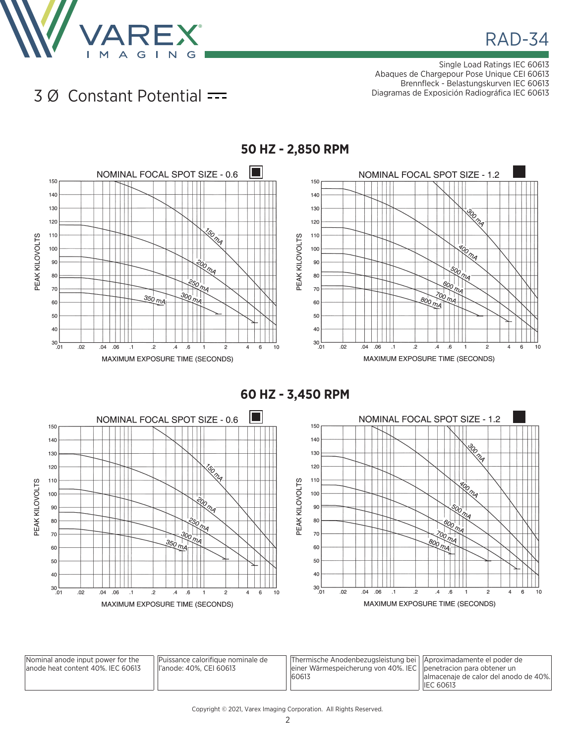# RAD-34

Single Load Ratings IEC 60613
Abaques de Chargepour Pose Unique CEI 60613
Brennfleck - Belastungskurven IEC 60613
Diagramas de Exposición Radiográfica IEC 60613

## 3 Ø Constant Potential

### 50 HZ - 2,850 RPM

NOMINAL FOCAL SPOT SIZE - 0.6

PEAK KILOVOLTS

150 mA, 200 mA, 250 mA, 300 mA, 350 mA

MAXIMUM EXPOSURE TIME (SECONDS)

NOMINAL FOCAL SPOT SIZE - 1.2

PEAK KILOVOLTS

300 mA, 400 mA, 500 mA, 600 mA, 700 mA, 800 mA

MAXIMUM EXPOSURE TIME (SECONDS)

### 60 HZ - 3,450 RPM

NOMINAL FOCAL SPOT SIZE - 0.6

PEAK KILOVOLTS

150 mA, 200 mA, 250 mA, 300 mA, 350 mA

MAXIMUM EXPOSURE TIME (SECONDS)

NOMINAL FOCAL SPOT SIZE - 1.2

PEAK KILOVOLTS

300 mA, 400 mA, 500 mA, 600 mA, 700 mA, 800 mA

MAXIMUM EXPOSURE TIME (SECONDS)

| Nominal anode input power for the anode heat content 40%. IEC 60613 | Puissance calorifique nominale de l'anode: 40%, CEI 60613 | Thermische Anodenbezugsleistung bei einer Wärmespeicherung von 40%. IEC 60613 | Aproximadamente el poder de penetracion para obtener un almacenaje de calor del anodo de 40%. IEC 60613 |
|---|---|---|---|

Copyright © 2021, Varex Imaging Corporation. All Rights Reserved.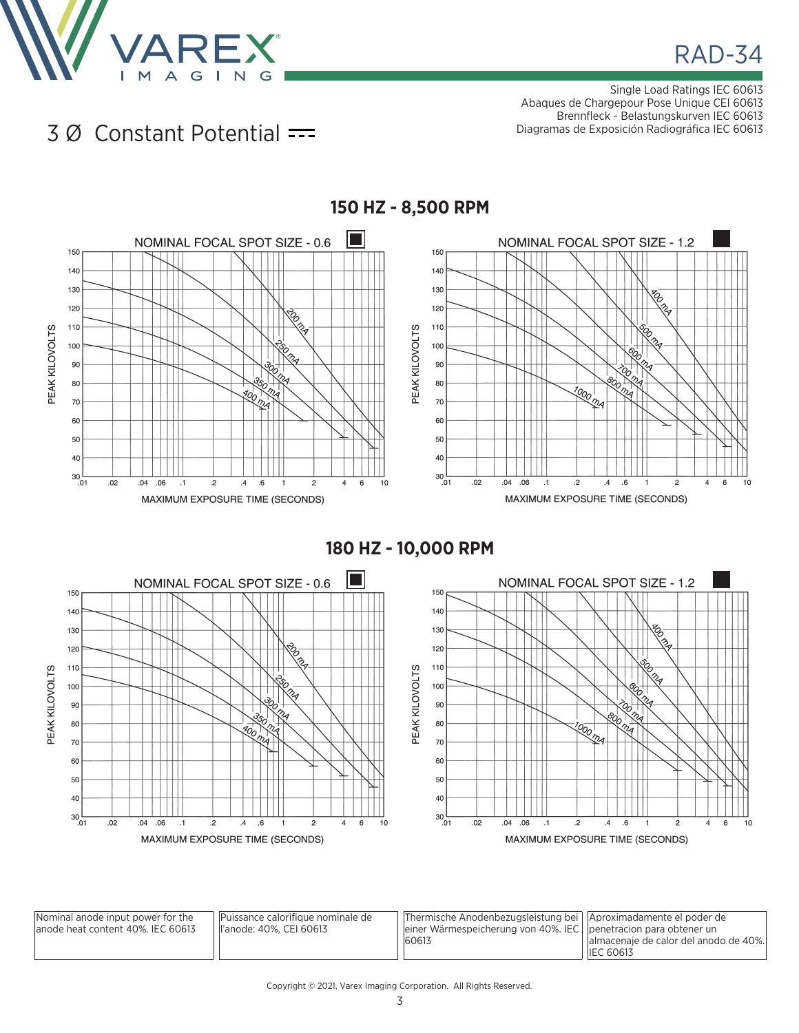Single Load Ratings IEC 60613
Abaques de Chargepour Pose Unique CEI 60613
Brennfleck - Belastungskurven IEC 60613
Diagramas de Exposición Radiográfica IEC 60613

# 3 Ø Constant Potential

## 150 HZ - 8,500 RPM

NOMINAL FOCAL SPOT SIZE - 0.6

PEAK KILOVOLTS

200 mA, 250 mA, 300 mA, 350 mA, 400 mA

MAXIMUM EXPOSURE TIME (SECONDS)

NOMINAL FOCAL SPOT SIZE - 1.2

PEAK KILOVOLTS

400 mA, 500 mA, 600 mA, 700 mA, 800 mA, 1000 mA

MAXIMUM EXPOSURE TIME (SECONDS)

## 180 HZ - 10,000 RPM

NOMINAL FOCAL SPOT SIZE - 0.6

PEAK KILOVOLTS

200 mA, 250 mA, 300 mA, 350 mA, 400 mA

MAXIMUM EXPOSURE TIME (SECONDS)

NOMINAL FOCAL SPOT SIZE - 1.2

PEAK KILOVOLTS

400 mA, 500 mA, 600 mA, 700 mA, 800 mA, 1000 mA

MAXIMUM EXPOSURE TIME (SECONDS)

| Nominal anode input power for the anode heat content 40%. IEC 60613 | Puissance calorifique nominale de l'anode: 40%, CEI 60613 | Thermische Anodenbezugsleistung bei einer Wärmespeicherung von 40%. IEC 60613 | Aproximadamente el poder de penetracion para obtener un almacenaje de calor del anodo de 40%. IEC 60613 |
|---|---|---|---|

Copyright © 2021, Varex Imaging Corporation. All Rights Reserved.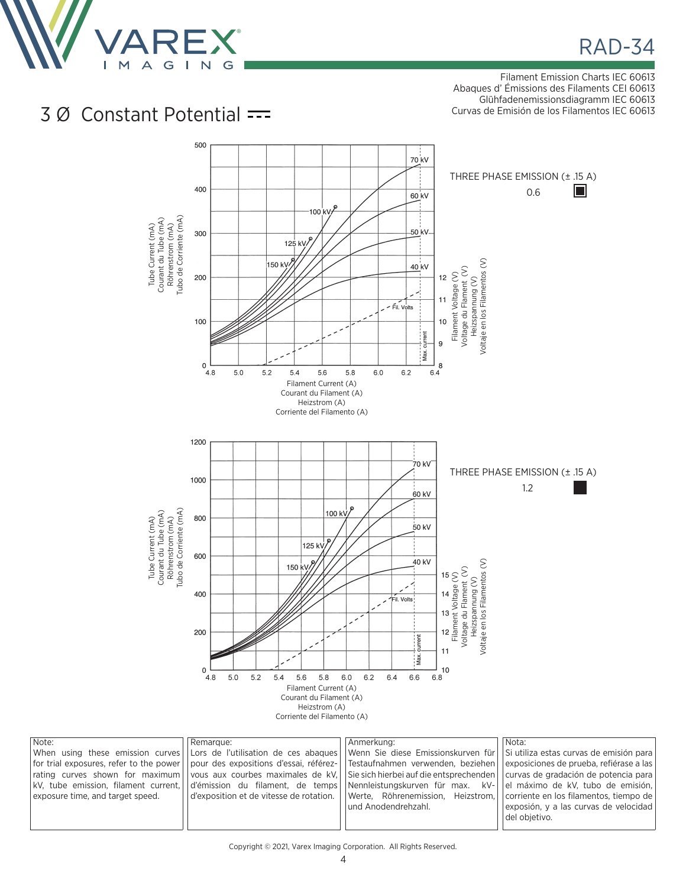Filament Emission Charts IEC 60613
Abaques d' Émissions des Filaments CEI 60613
Glühfadenemissionsdiagramm IEC 60613
Curvas de Emisión de los Filamentos IEC 60613

## 3 Ø Constant Potential ⎓

THREE PHASE EMISSION (± .15 A)

0.6

Tube Current (mA) / Courant du Tube (mA) / Röhrenstrom (mA) / Tubo de Corriente (mA)

Filament Current (A) / Courant du Filament (A) / Heizstrom (A) / Corriente del Filamento (A)

Filament Voltage (V) / Voltage du Filament (V) / Heizspannung (V) / Voltaje en los Filamentos (V)

THREE PHASE EMISSION (± .15 A)

1.2

Tube Current (mA) / Courant du Tube (mA) / Röhrenstrom (mA) / Tubo de Corriente (mA)

Filament Current (A) / Courant du Filament (A) / Heizstrom (A) / Corriente del Filamento (A)

Filament Voltage (V) / Voltage du Filament (V) / Heizspannung (V) / Voltaje en los Filamentos (V)

**Note:**
When using these emission curves for trial exposures, refer to the power rating curves shown for maximum kV, tube emission, filament current, exposure time, and target speed.

**Remarque:**
Lors de l'utilisation de ces abaques pour des expositions d'essai, référez-vous aux courbes maximales de kV, d'émission du filament, de temps d'exposition et de vitesse de rotation.

**Anmerkung:**
Wenn Sie diese Emissionskurven für Testaufnahmen verwenden, beziehen Sie sich hierbei auf die entsprechenden Nennleistungskurven für max. kV-Werte, Röhrenemission, Heizstrom, und Anodendrehzahl.

**Nota:**
Si utiliza estas curvas de emisión para exposiciones de prueba, refiérase a las curvas de gradación de potencia para el máximo de kV, tubo de emisión, corriente en los filamentos, tiempo de exposición, y a las curvas de velocidad del objetivo.

Copyright © 2021, Varex Imaging Corporation. All Rights Reserved.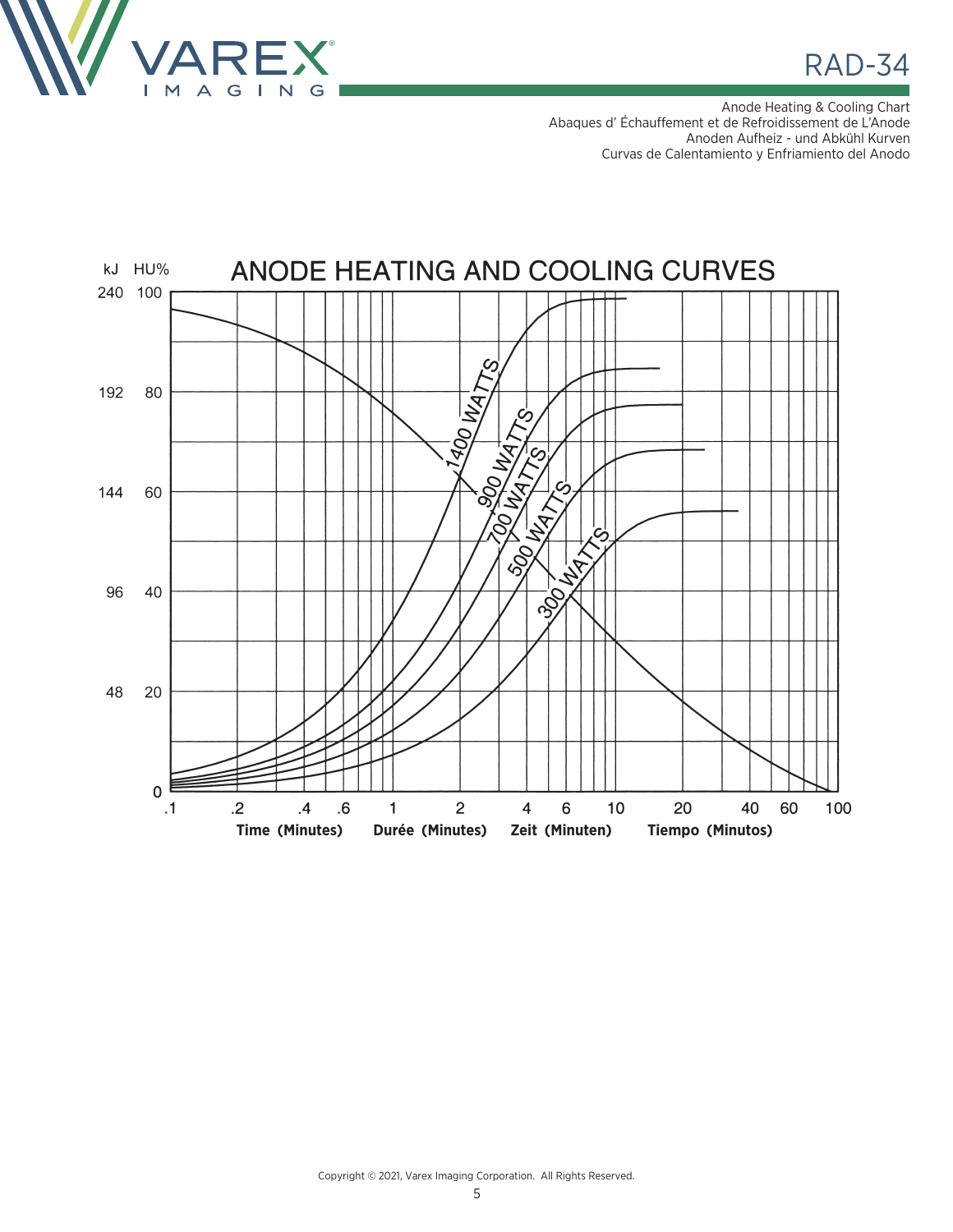Anode Heating & Cooling Chart
Abaques d' Échauffement et de Refroidissement de L'Anode
Anoden Aufheiz - und Abkühl Kurven
Curvas de Calentamiento y Enfriamiento del Anodo

## ANODE HEATING AND COOLING CURVES

kJ HU%

240 100

192 80

144 60

96 40

48 20

0

1400 WATTS
900 WATTS
700 WATTS
500 WATTS
300 WATTS

.1 .2 .4 .6 1 2 4 6 10 20 40 60 100

Time (Minutes) Durée (Minutes) Zeit (Minuten) Tiempo (Minutos)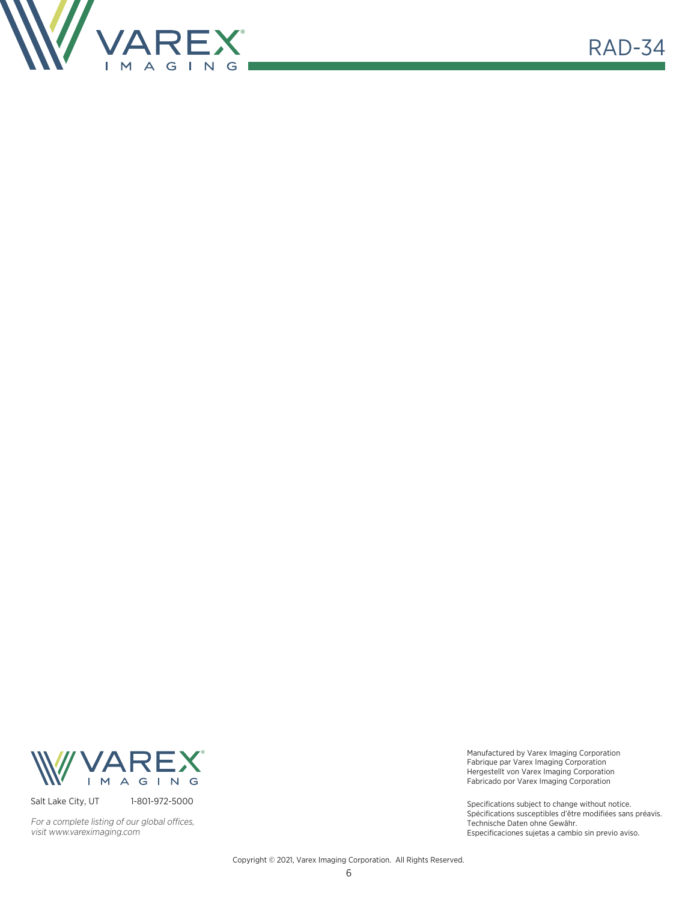Salt Lake City, UT 1-801-972-5000

*For a complete listing of our global offices, visit www.vareximaging.com*

Manufactured by Varex Imaging Corporation
Fabrique par Varex Imaging Corporation
Hergestellt von Varex Imaging Corporation
Fabricado por Varex Imaging Corporation

Specifications subject to change without notice.
Spécifications susceptibles d'être modifiées sans préavis.
Technische Daten ohne Gewähr.
Especificaciones sujetas a cambio sin previo aviso.

Copyright © 2021, Varex Imaging Corporation. All Rights Reserved.